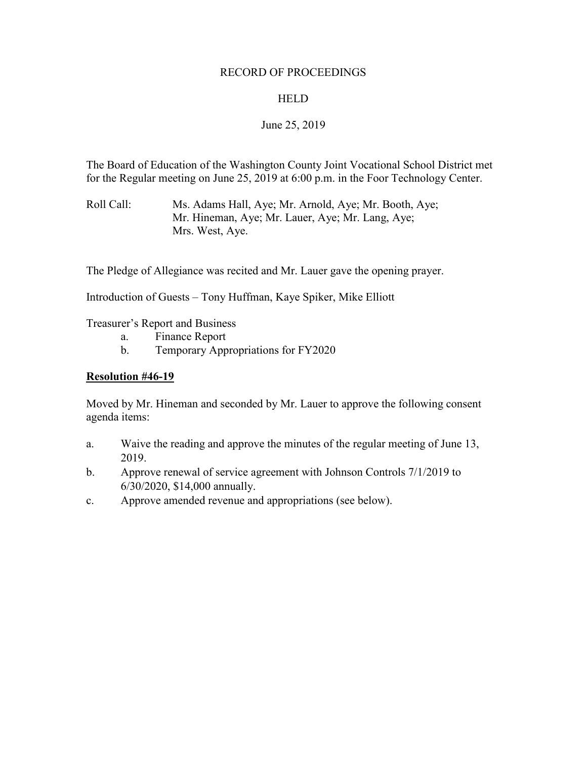RECORD OF PROCEEDINGS

HELD

June 25, 2019

The Board of Education of the Washington County Joint Vocational School District met for the Regular meeting on June 25, 2019 at 6:00 p.m. in the Foor Technology Center.

Roll Call: Ms. Adams Hall, Aye; Mr. Arnold, Aye; Mr. Booth, Aye; Mr. Hineman, Aye; Mr. Lauer, Aye; Mr. Lang, Aye; Mrs. West, Aye.

The Pledge of Allegiance was recited and Mr. Lauer gave the opening prayer.

Introduction of Guests – Tony Huffman, Kaye Spiker, Mike Elliott

Treasurer's Report and Business

- a. Finance Report
- b. Temporary Appropriations for FY2020

**Resolution #46-19**

Moved by Mr. Hineman and seconded by Mr. Lauer to approve the following consent agenda items:

- a. Waive the reading and approve the minutes of the regular meeting of June 13, 2019.
- b. Approve renewal of service agreement with Johnson Controls 7/1/2019 to 6/30/2020, $14,000 annually.
- c. Approve amended revenue and appropriations (see below).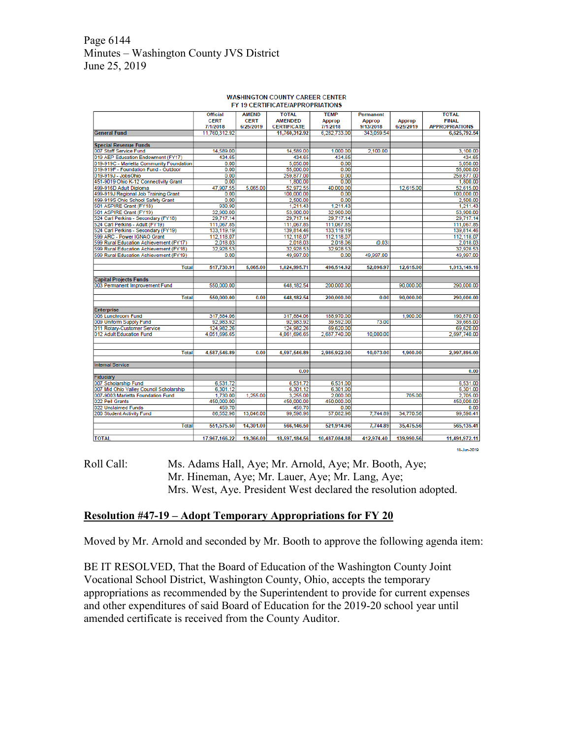WASHINGTON COUNTY CAREER CENTER
FY 19 CERTIFICATE/APPROPRIATIONS

| | Official CERT 7/1/2018 | AMEND CERT 6/25/2019 | TOTAL AMENDED CERTIFICATE | TEMP Approp 7/1/2018 | Permanent Approp 9/13/2018 | Approp 6/25/2019 | TOTAL FINAL APPROPRIATIONS |
|---|---|---|---|---|---|---|---|
| **General Fund** | 11,760,312.92 | | 11,760,312.92 | 6,282,733.00 | 343,059.54 | | 6,625,792.54 |
| | | | | | | | |
| **Special Revenue Funds** | | | | | | | |
| 007 Staff Service Fund | 14,589.00 | | 14,589.00 | 1,000.00 | 2,100.00 | | 3,100.00 |
| 019 AEP Education Endowment (FY17) | 434.65 | | 434.65 | 434.65 | | | 434.65 |
| 019-919C - Marietta Community Foundation | 0.00 | | 5,050.00 | 0.00 | | | 5,050.00 |
| 019-919F - Foundation Fund - Outdoor | 0.00 | | 55,000.00 | 0.00 | | | 55,000.00 |
| 019-919J - JobsOhio | 0.00 | | 259,877.00 | 0.00 | | | 259,877.00 |
| 451-9019 Ohio K-12 Connectivity Grant | 0.00 | | 1,800.00 | 0.00 | | | 1,800.00 |
| 499-916D Adult Diploma | 47,907.55 | 5,065.00 | 52,972.55 | 40,000.00 | | 12,615.00 | 52,615.00 |
| 499-919J Regional Job Training Grant | 0.00 | | 100,000.00 | 0.00 | | | 100,000.00 |
| 499-919S Ohio School Safety Grant | 0.00 | | 2,500.00 | 0.00 | | | 2,500.00 |
| 501 ASPIRE Grant (FY18) | 930.90 | | 1,211.43 | 1,211.43 | | | 1,211.43 |
| 501 ASPIRE Grant (FY19) | 32,900.00 | | 53,900.00 | 32,900.00 | | | 53,900.00 |
| 524 Carl Perkins - Secondary (FY18) | 29,717.14 | | 29,717.14 | 29,717.14 | | | 29,717.14 |
| 524 Carl Perkins - Adult (FY19) | 111,067.85 | | 111,067.85 | 111,067.85 | | | 111,067.85 |
| 524 Carl Perkins - Secondary (FY19) | 133,119.19 | | 139,814.46 | 133,119.19 | | | 139,814.46 |
| 599 ARC - Power IGNAO Grant | 112,118.07 | | 112,118.07 | 112,118.07 | | | 112,118.07 |
| 599 Rural Education Achievement (FY17) | 2,018.03 | | 2,018.03 | 2,018.06 | (0.03) | | 2,018.03 |
| 599 Rural Education Achievement (FY18) | 32,928.53 | | 32,928.53 | 32,928.53 | | | 32,928.53 |
| 599 Rural Education Achievement (FY19) | 0.00 | | 49,997.00 | 0.00 | 49,997.00 | | 49,997.00 |
| | | | | | | | |
| Total | 517,730.91 | 5,065.00 | 1,024,995.71 | 496,514.92 | 52,096.97 | 12,615.00 | 1,013,149.16 |
| | | | | | | | |
| **Capital Projects Funds** | | | | | | | |
| 003 Permanent Improvement Fund | 550,000.00 | | 648,182.54 | 200,000.00 | | 90,000.00 | 290,000.00 |
| | | | | | | | |
| Total | 550,000.00 | 0.00 | 648,182.54 | 200,000.00 | 0.00 | 90,000.00 | 290,000.00 |
| | | | | | | | |
| **Enterprise** | | | | | | | |
| 006 Lunchroom Fund | 317,884.06 | | 317,884.06 | 188,970.00 | | 1,900.00 | 190,870.00 |
| 009 Uniform Supply Fund | 92,983.92 | | 92,983.92 | 39,592.00 | 73.00 | | 39,665.00 |
| 011 Rotary-Customer Service | 124,982.26 | | 124,982.26 | 69,620.00 | | | 69,620.00 |
| 012 Adult Education Fund | 4,051,696.65 | | 4,061,696.65 | 2,687,740.00 | 10,000.00 | | 2,697,740.00 |
| | | | | | | | |
| Total | 4,587,546.89 | 0.00 | 4,597,546.89 | 2,985,922.00 | 10,073.00 | 1,900.00 | 2,997,895.00 |
| | | | | | | | |
| **Internal Service** | | | | | | | |
| | | | 0.00 | | | | 0.00 |
| **Fiduciary** | | | | | | | |
| 007 Scholarship Fund | 6,531.72 | | 6,531.72 | 6,531.00 | | | 6,531.00 |
| 007 Mid Ohio Valley Council Scholarship | 6,301.12 | | 6,301.12 | 6,301.00 | | | 6,301.00 |
| 007-9003 Marietta Foundation Fund | 1,730.00 | 1,255.00 | 3,255.00 | 2,000.00 | | 705.00 | 2,705.00 |
| 022 Pell Grants | 450,000.00 | | 450,000.00 | 450,000.00 | | | 450,000.00 |
| 022 Unclaimed Funds | 459.70 | | 459.70 | 0.00 | | | 0.00 |
| 200 Student Activity Fund | 86,552.96 | 13,046.00 | 99,598.96 | 57,082.96 | 7,744.89 | 34,770.56 | 99,598.41 |
| | | | | | | | |
| Total | 551,575.50 | 14,301.00 | 566,146.50 | 521,914.96 | 7,744.89 | 35,475.56 | 565,135.41 |
| | | | | | | | |
| **TOTAL** | 17,967,166.22 | 19,366.00 | 18,597,184.56 | 10,487,084.88 | 412,974.40 | 139,990.56 | 11,491,972.11 |

18-Jun-2019

Roll Call: Ms. Adams Hall, Aye; Mr. Arnold, Aye; Mr. Booth, Aye; Mr. Hineman, Aye; Mr. Lauer, Aye; Mr. Lang, Aye; Mrs. West, Aye. President West declared the resolution adopted.

## Resolution #47-19 – Adopt Temporary Appropriations for FY 20

Moved by Mr. Arnold and seconded by Mr. Booth to approve the following agenda item:

BE IT RESOLVED, That the Board of Education of the Washington County Joint Vocational School District, Washington County, Ohio, accepts the temporary appropriations as recommended by the Superintendent to provide for current expenses and other expenditures of said Board of Education for the 2019-20 school year until amended certificate is received from the County Auditor.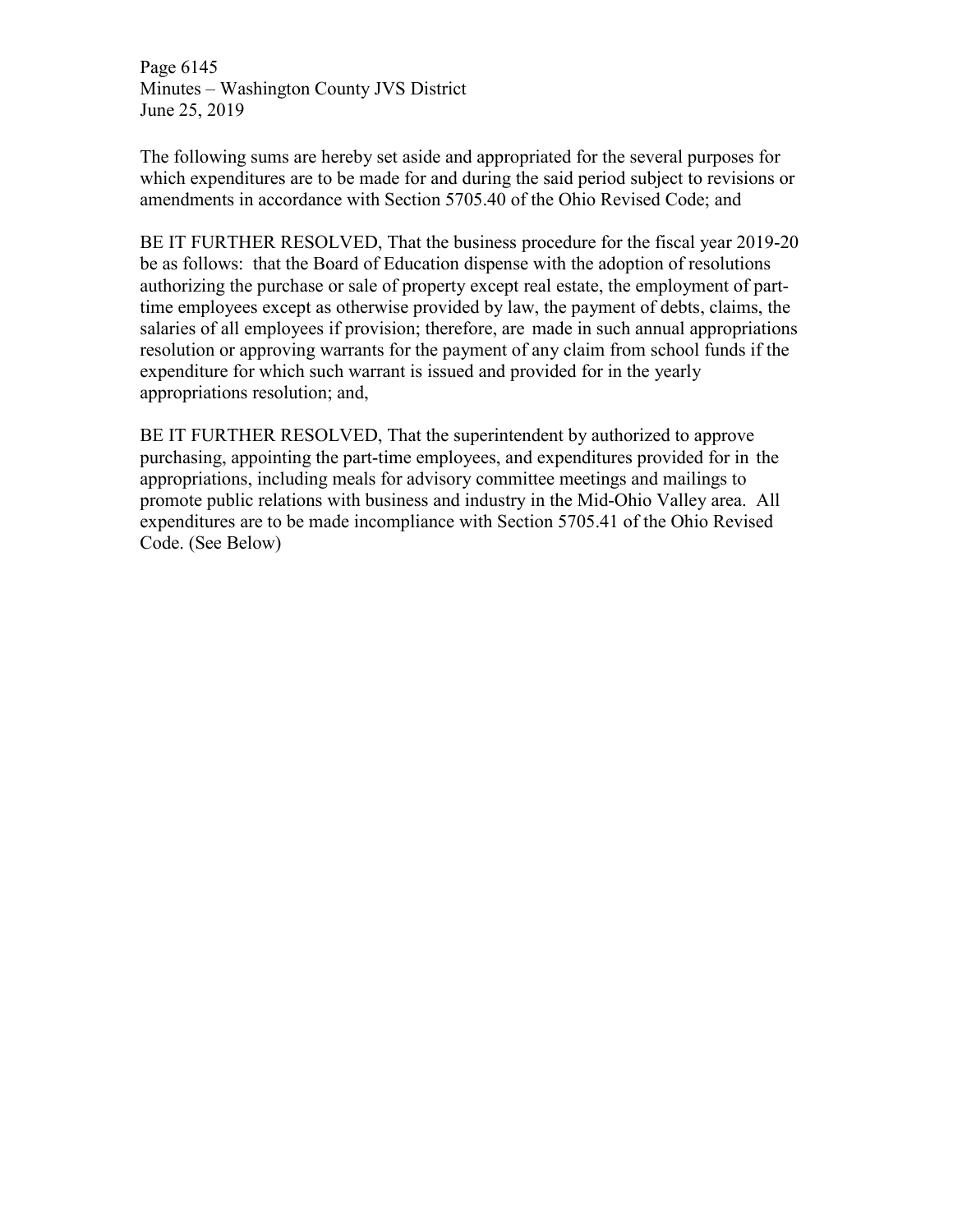The following sums are hereby set aside and appropriated for the several purposes for which expenditures are to be made for and during the said period subject to revisions or amendments in accordance with Section 5705.40 of the Ohio Revised Code; and

BE IT FURTHER RESOLVED, That the business procedure for the fiscal year 2019-20 be as follows: that the Board of Education dispense with the adoption of resolutions authorizing the purchase or sale of property except real estate, the employment of part-time employees except as otherwise provided by law, the payment of debts, claims, the salaries of all employees if provision; therefore, are made in such annual appropriations resolution or approving warrants for the payment of any claim from school funds if the expenditure for which such warrant is issued and provided for in the yearly appropriations resolution; and,

BE IT FURTHER RESOLVED, That the superintendent by authorized to approve purchasing, appointing the part-time employees, and expenditures provided for in the appropriations, including meals for advisory committee meetings and mailings to promote public relations with business and industry in the Mid-Ohio Valley area. All expenditures are to be made incompliance with Section 5705.41 of the Ohio Revised Code. (See Below)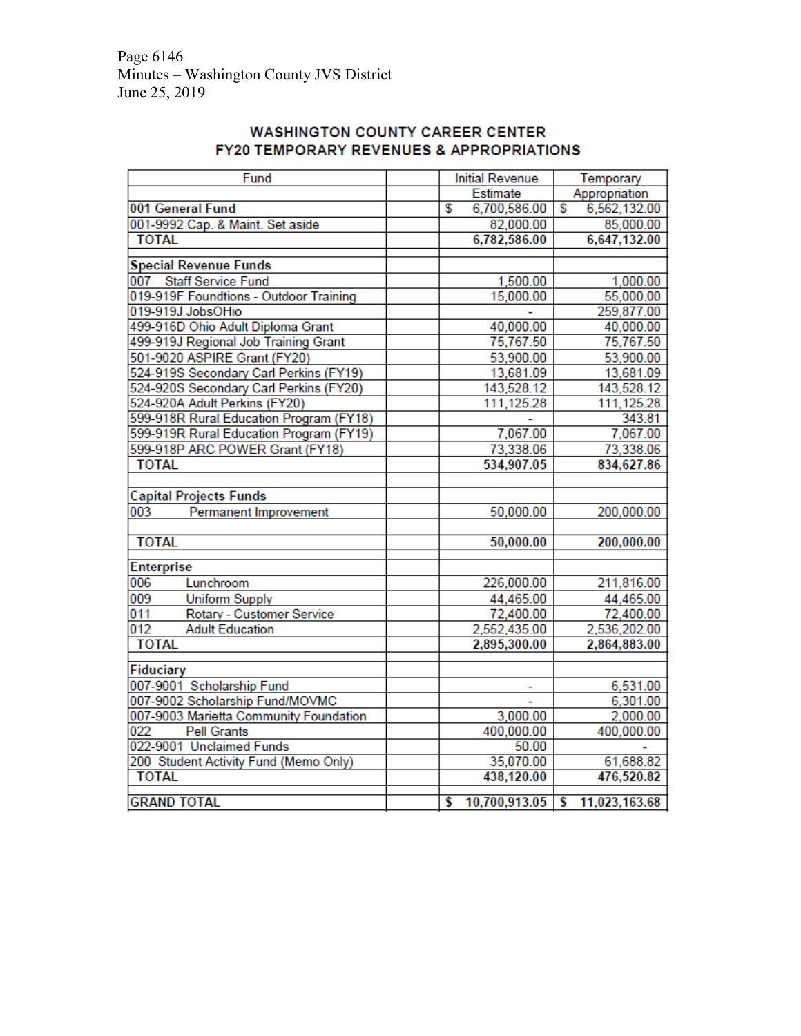Page 6146
Minutes – Washington County JVS District
June 25, 2019

## WASHINGTON COUNTY CAREER CENTER
## FY20 TEMPORARY REVENUES & APPROPRIATIONS

| Fund | | Initial Revenue Estimate | Temporary Appropriation |
|---|---|---|---|
| **001 General Fund** | | $ 6,700,586.00 | $ 6,562,132.00 |
| 001-9992 Cap. & Maint. Set aside | | 82,000.00 | 85,000.00 |
| **TOTAL** | | **6,782,586.00** | **6,647,132.00** |
| | | | |
| **Special Revenue Funds** | | | |
| 007 Staff Service Fund | | 1,500.00 | 1,000.00 |
| 019-919F Foundtions - Outdoor Training | | 15,000.00 | 55,000.00 |
| 019-919J JobsOHio | | - | 259,877.00 |
| 499-916D Ohio Adult Diploma Grant | | 40,000.00 | 40,000.00 |
| 499-919J Regional Job Training Grant | | 75,767.50 | 75,767.50 |
| 501-9020 ASPIRE Grant (FY20) | | 53,900.00 | 53,900.00 |
| 524-919S Secondary Carl Perkins (FY19) | | 13,681.09 | 13,681.09 |
| 524-920S Secondary Carl Perkins (FY20) | | 143,528.12 | 143,528.12 |
| 524-920A Adult Perkins (FY20) | | 111,125.28 | 111,125.28 |
| 599-918R Rural Education Program (FY18) | | - | 343.81 |
| 599-919R Rural Education Program (FY19) | | 7,067.00 | 7,067.00 |
| 599-918P ARC POWER Grant (FY18) | | 73,338.06 | 73,338.06 |
| **TOTAL** | | **534,907.05** | **834,627.86** |
| | | | |
| **Capital Projects Funds** | | | |
| 003 Permanent Improvement | | 50,000.00 | 200,000.00 |
| | | | |
| **TOTAL** | | **50,000.00** | **200,000.00** |
| | | | |
| **Enterprise** | | | |
| 006 Lunchroom | | 226,000.00 | 211,816.00 |
| 009 Uniform Supply | | 44,465.00 | 44,465.00 |
| 011 Rotary - Customer Service | | 72,400.00 | 72,400.00 |
| 012 Adult Education | | 2,552,435.00 | 2,536,202.00 |
| **TOTAL** | | **2,895,300.00** | **2,864,883.00** |
| | | | |
| **Fiduciary** | | | |
| 007-9001 Scholarship Fund | | - | 6,531.00 |
| 007-9002 Scholarship Fund/MOVMC | | - | 6,301.00 |
| 007-9003 Marietta Community Foundation | | 3,000.00 | 2,000.00 |
| 022 Pell Grants | | 400,000.00 | 400,000.00 |
| 022-9001 Unclaimed Funds | | 50.00 | - |
| 200 Student Activity Fund (Memo Only) | | 35,070.00 | 61,688.82 |
| **TOTAL** | | **438,120.00** | **476,520.82** |
| | | | |
| **GRAND TOTAL** | | **$ 10,700,913.05** | **$ 11,023,163.68** |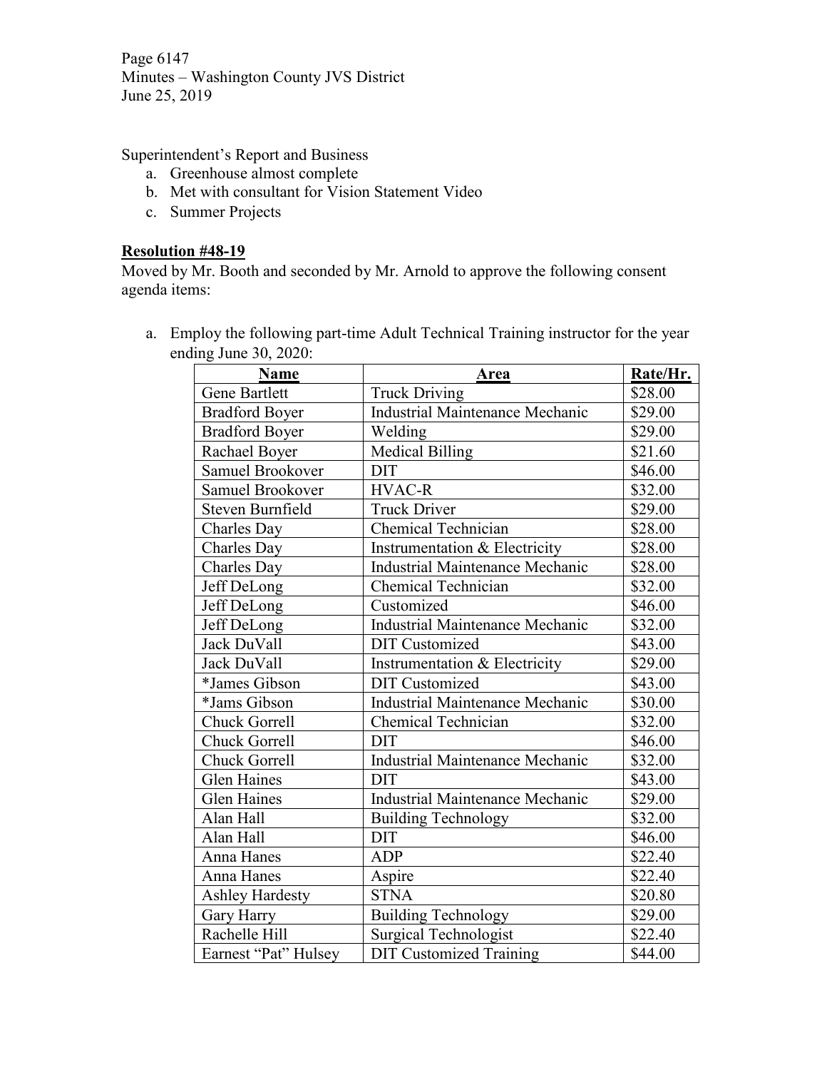Superintendent's Report and Business

a. Greenhouse almost complete
b. Met with consultant for Vision Statement Video
c. Summer Projects

**Resolution #48-19**

Moved by Mr. Booth and seconded by Mr. Arnold to approve the following consent agenda items:

a. Employ the following part-time Adult Technical Training instructor for the year ending June 30, 2020:

| Name | Area | Rate/Hr. |
|---|---|---|
| Gene Bartlett | Truck Driving | $28.00 |
| Bradford Boyer | Industrial Maintenance Mechanic | $29.00 |
| Bradford Boyer | Welding | $29.00 |
| Rachael Boyer | Medical Billing | $21.60 |
| Samuel Brookover | DIT | $46.00 |
| Samuel Brookover | HVAC-R | $32.00 |
| Steven Burnfield | Truck Driver | $29.00 |
| Charles Day | Chemical Technician | $28.00 |
| Charles Day | Instrumentation & Electricity | $28.00 |
| Charles Day | Industrial Maintenance Mechanic | $28.00 |
| Jeff DeLong | Chemical Technician | $32.00 |
| Jeff DeLong | Customized | $46.00 |
| Jeff DeLong | Industrial Maintenance Mechanic | $32.00 |
| Jack DuVall | DIT Customized | $43.00 |
| Jack DuVall | Instrumentation & Electricity | $29.00 |
| *James Gibson | DIT Customized | $43.00 |
| *Jams Gibson | Industrial Maintenance Mechanic | $30.00 |
| Chuck Gorrell | Chemical Technician | $32.00 |
| Chuck Gorrell | DIT | $46.00 |
| Chuck Gorrell | Industrial Maintenance Mechanic | $32.00 |
| Glen Haines | DIT | $43.00 |
| Glen Haines | Industrial Maintenance Mechanic | $29.00 |
| Alan Hall | Building Technology | $32.00 |
| Alan Hall | DIT | $46.00 |
| Anna Hanes | ADP | $22.40 |
| Anna Hanes | Aspire | $22.40 |
| Ashley Hardesty | STNA | $20.80 |
| Gary Harry | Building Technology | $29.00 |
| Rachelle Hill | Surgical Technologist | $22.40 |
| Earnest "Pat" Hulsey | DIT Customized Training | $44.00 |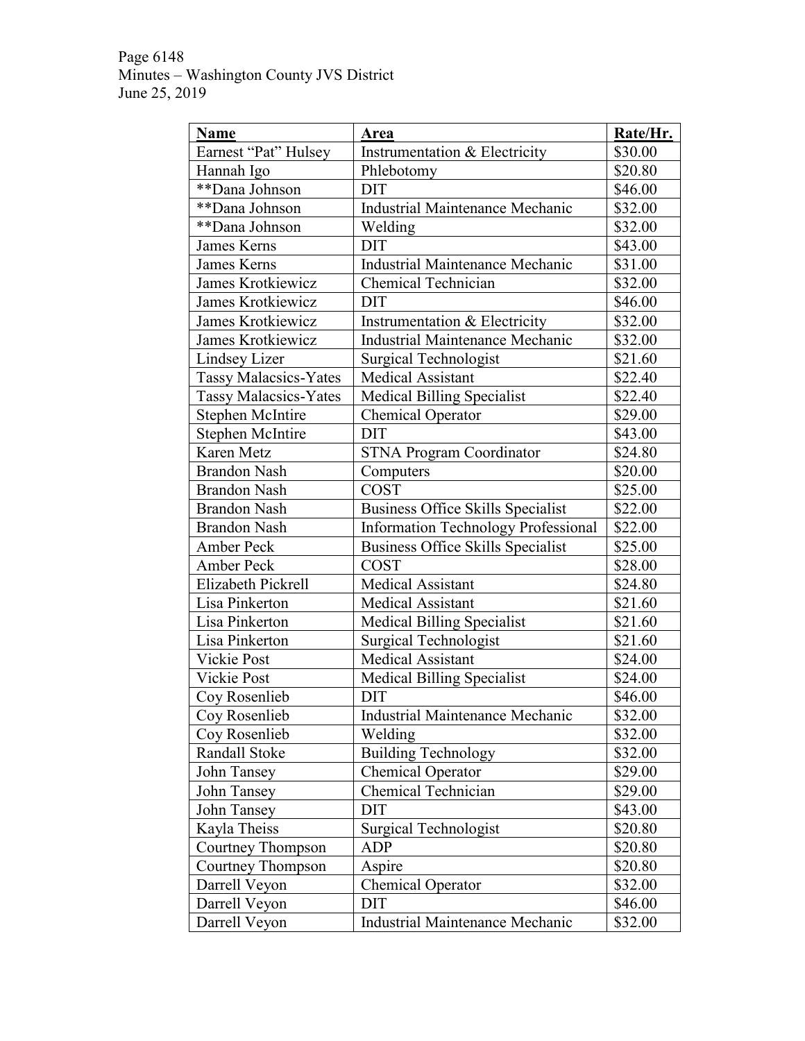| **Name** | **Area** | **Rate/Hr.** |
|---|---|---|
| Earnest "Pat" Hulsey | Instrumentation & Electricity | $30.00 |
| Hannah Igo | Phlebotomy | $20.80 |
| **Dana Johnson | DIT | $46.00 |
| **Dana Johnson | Industrial Maintenance Mechanic | $32.00 |
| **Dana Johnson | Welding | $32.00 |
| James Kerns | DIT | $43.00 |
| James Kerns | Industrial Maintenance Mechanic | $31.00 |
| James Krotkiewicz | Chemical Technician | $32.00 |
| James Krotkiewicz | DIT | $46.00 |
| James Krotkiewicz | Instrumentation & Electricity | $32.00 |
| James Krotkiewicz | Industrial Maintenance Mechanic | $32.00 |
| Lindsey Lizer | Surgical Technologist | $21.60 |
| Tassy Malacsics-Yates | Medical Assistant | $22.40 |
| Tassy Malacsics-Yates | Medical Billing Specialist | $22.40 |
| Stephen McIntire | Chemical Operator | $29.00 |
| Stephen McIntire | DIT | $43.00 |
| Karen Metz | STNA Program Coordinator | $24.80 |
| Brandon Nash | Computers | $20.00 |
| Brandon Nash | COST | $25.00 |
| Brandon Nash | Business Office Skills Specialist | $22.00 |
| Brandon Nash | Information Technology Professional | $22.00 |
| Amber Peck | Business Office Skills Specialist | $25.00 |
| Amber Peck | COST | $28.00 |
| Elizabeth Pickrell | Medical Assistant | $24.80 |
| Lisa Pinkerton | Medical Assistant | $21.60 |
| Lisa Pinkerton | Medical Billing Specialist | $21.60 |
| Lisa Pinkerton | Surgical Technologist | $21.60 |
| Vickie Post | Medical Assistant | $24.00 |
| Vickie Post | Medical Billing Specialist | $24.00 |
| Coy Rosenlieb | DIT | $46.00 |
| Coy Rosenlieb | Industrial Maintenance Mechanic | $32.00 |
| Coy Rosenlieb | Welding | $32.00 |
| Randall Stoke | Building Technology | $32.00 |
| John Tansey | Chemical Operator | $29.00 |
| John Tansey | Chemical Technician | $29.00 |
| John Tansey | DIT | $43.00 |
| Kayla Theiss | Surgical Technologist | $20.80 |
| Courtney Thompson | ADP | $20.80 |
| Courtney Thompson | Aspire | $20.80 |
| Darrell Veyon | Chemical Operator | $32.00 |
| Darrell Veyon | DIT | $46.00 |
| Darrell Veyon | Industrial Maintenance Mechanic | $32.00 |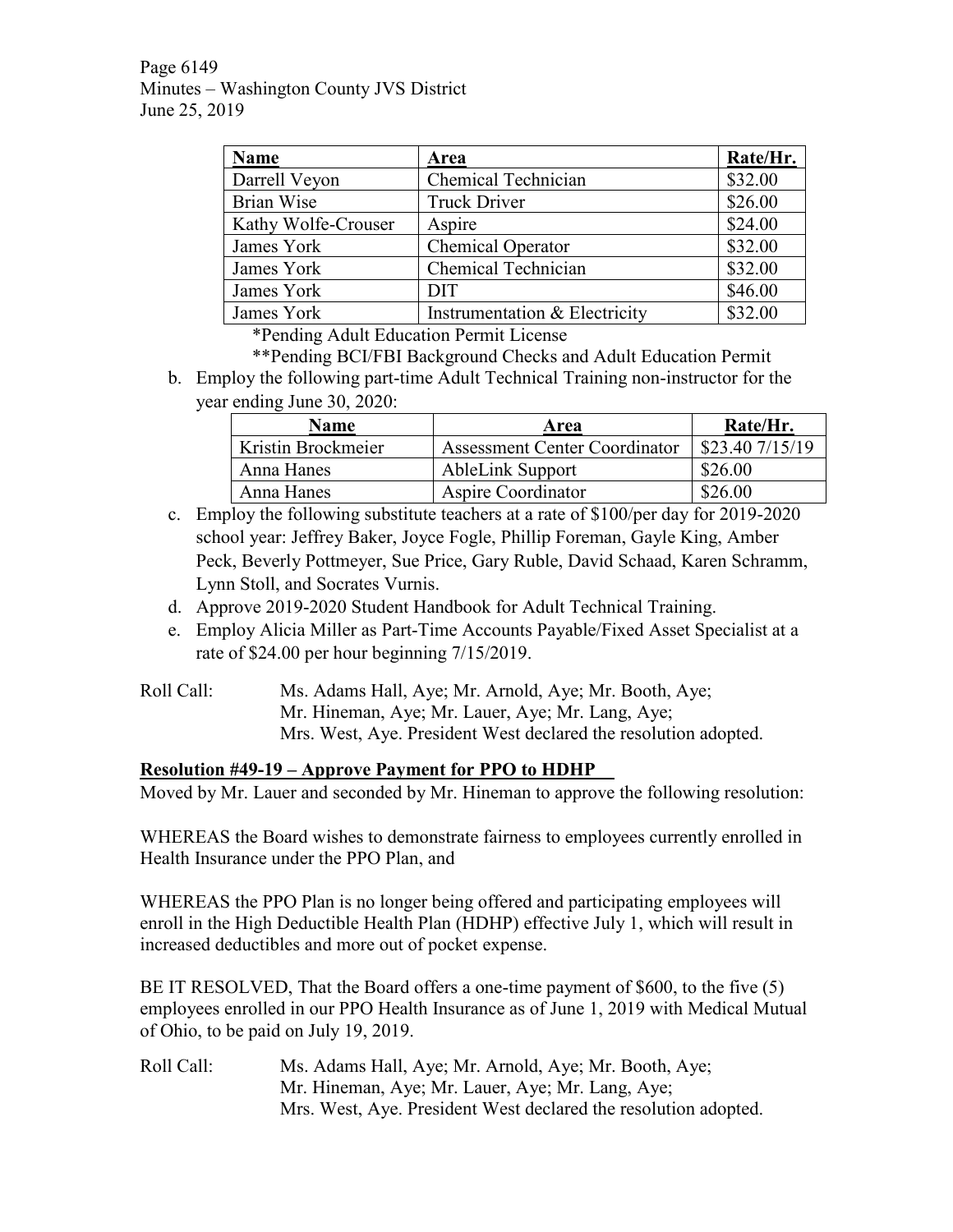| Name | Area | Rate/Hr. |
|---|---|---|
| Darrell Veyon | Chemical Technician | $32.00 |
| Brian Wise | Truck Driver | $26.00 |
| Kathy Wolfe-Crouser | Aspire | $24.00 |
| James York | Chemical Operator | $32.00 |
| James York | Chemical Technician | $32.00 |
| James York | DIT | $46.00 |
| James York | Instrumentation & Electricity | $32.00 |

*Pending Adult Education Permit License

**Pending BCI/FBI Background Checks and Adult Education Permit

b. Employ the following part-time Adult Technical Training non-instructor for the year ending June 30, 2020:

| Name | Area | Rate/Hr. |
|---|---|---|
| Kristin Brockmeier | Assessment Center Coordinator | $23.40 7/15/19 |
| Anna Hanes | AbleLink Support | $26.00 |
| Anna Hanes | Aspire Coordinator | $26.00 |

c. Employ the following substitute teachers at a rate of $100/per day for 2019-2020 school year: Jeffrey Baker, Joyce Fogle, Phillip Foreman, Gayle King, Amber Peck, Beverly Pottmeyer, Sue Price, Gary Ruble, David Schaad, Karen Schramm, Lynn Stoll, and Socrates Vurnis.

d. Approve 2019-2020 Student Handbook for Adult Technical Training.

e. Employ Alicia Miller as Part-Time Accounts Payable/Fixed Asset Specialist at a rate of $24.00 per hour beginning 7/15/2019.

Roll Call: Ms. Adams Hall, Aye; Mr. Arnold, Aye; Mr. Booth, Aye; Mr. Hineman, Aye; Mr. Lauer, Aye; Mr. Lang, Aye; Mrs. West, Aye. President West declared the resolution adopted.

**Resolution #49-19 – Approve Payment for PPO to HDHP**

Moved by Mr. Lauer and seconded by Mr. Hineman to approve the following resolution:

WHEREAS the Board wishes to demonstrate fairness to employees currently enrolled in Health Insurance under the PPO Plan, and

WHEREAS the PPO Plan is no longer being offered and participating employees will enroll in the High Deductible Health Plan (HDHP) effective July 1, which will result in increased deductibles and more out of pocket expense.

BE IT RESOLVED, That the Board offers a one-time payment of $600, to the five (5) employees enrolled in our PPO Health Insurance as of June 1, 2019 with Medical Mutual of Ohio, to be paid on July 19, 2019.

Roll Call: Ms. Adams Hall, Aye; Mr. Arnold, Aye; Mr. Booth, Aye; Mr. Hineman, Aye; Mr. Lauer, Aye; Mr. Lang, Aye; Mrs. West, Aye. President West declared the resolution adopted.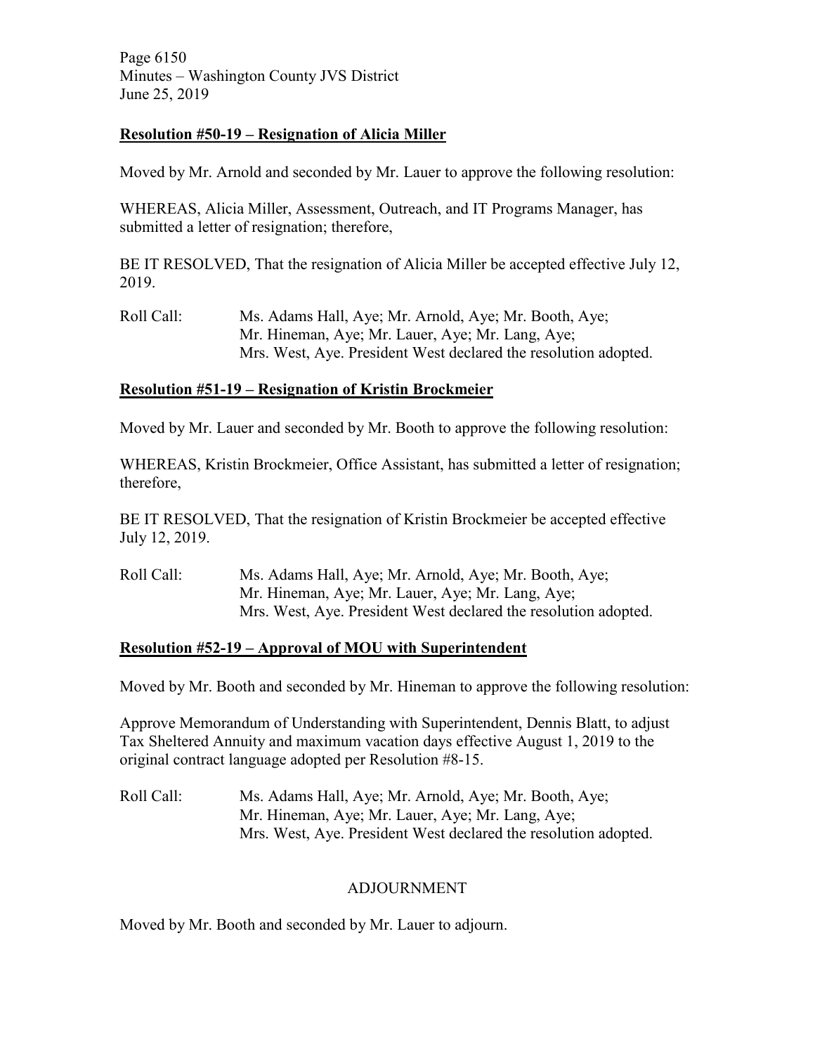### Resolution #50-19 – Resignation of Alicia Miller

Moved by Mr. Arnold and seconded by Mr. Lauer to approve the following resolution:

WHEREAS, Alicia Miller, Assessment, Outreach, and IT Programs Manager, has submitted a letter of resignation; therefore,

BE IT RESOLVED, That the resignation of Alicia Miller be accepted effective July 12, 2019.

Roll Call: Ms. Adams Hall, Aye; Mr. Arnold, Aye; Mr. Booth, Aye; Mr. Hineman, Aye; Mr. Lauer, Aye; Mr. Lang, Aye; Mrs. West, Aye. President West declared the resolution adopted.

### Resolution #51-19 – Resignation of Kristin Brockmeier

Moved by Mr. Lauer and seconded by Mr. Booth to approve the following resolution:

WHEREAS, Kristin Brockmeier, Office Assistant, has submitted a letter of resignation; therefore,

BE IT RESOLVED, That the resignation of Kristin Brockmeier be accepted effective July 12, 2019.

Roll Call: Ms. Adams Hall, Aye; Mr. Arnold, Aye; Mr. Booth, Aye; Mr. Hineman, Aye; Mr. Lauer, Aye; Mr. Lang, Aye; Mrs. West, Aye. President West declared the resolution adopted.

### Resolution #52-19 – Approval of MOU with Superintendent

Moved by Mr. Booth and seconded by Mr. Hineman to approve the following resolution:

Approve Memorandum of Understanding with Superintendent, Dennis Blatt, to adjust Tax Sheltered Annuity and maximum vacation days effective August 1, 2019 to the original contract language adopted per Resolution #8-15.

Roll Call: Ms. Adams Hall, Aye; Mr. Arnold, Aye; Mr. Booth, Aye; Mr. Hineman, Aye; Mr. Lauer, Aye; Mr. Lang, Aye; Mrs. West, Aye. President West declared the resolution adopted.

## ADJOURNMENT

Moved by Mr. Booth and seconded by Mr. Lauer to adjourn.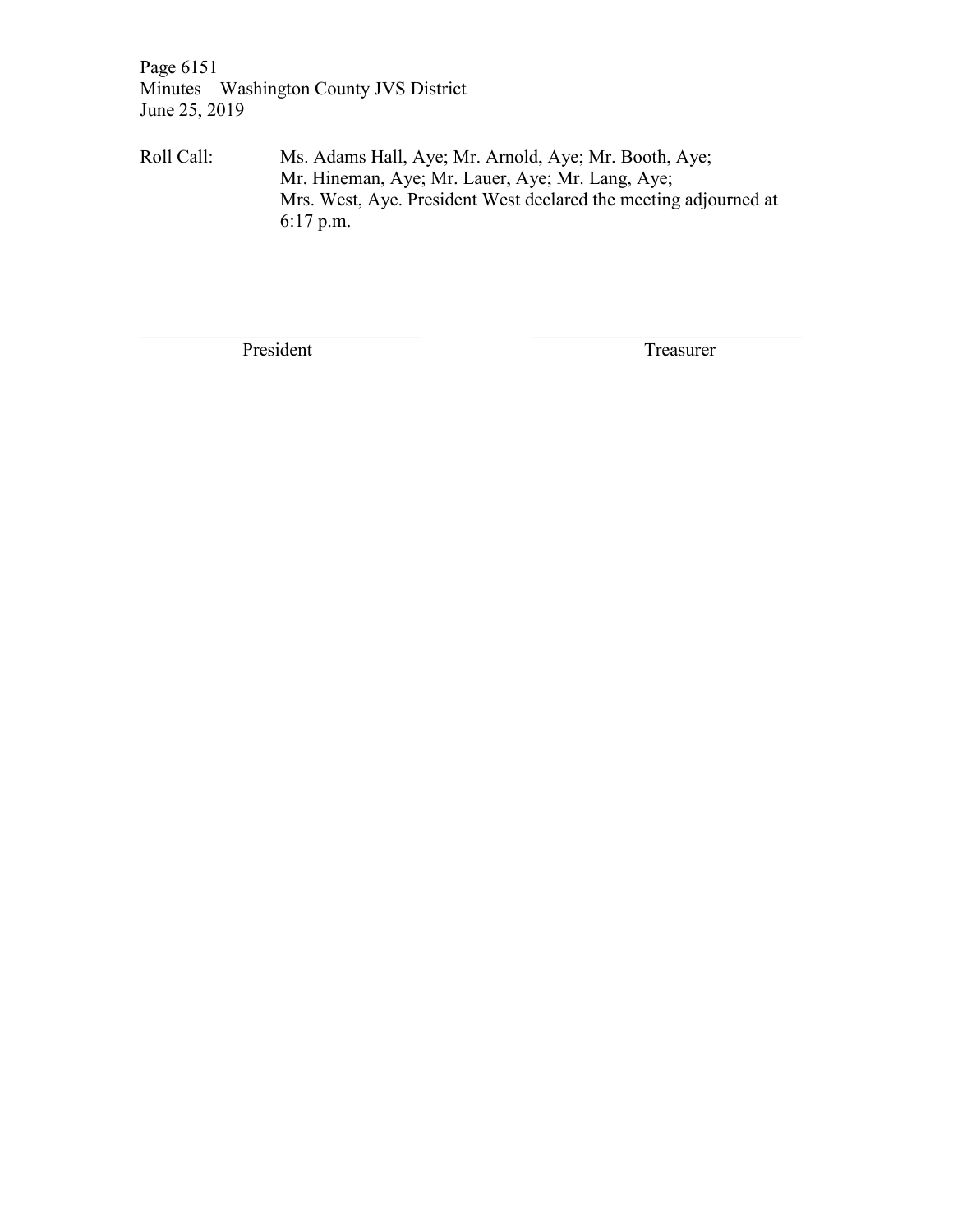Roll Call: Ms. Adams Hall, Aye; Mr. Arnold, Aye; Mr. Booth, Aye; Mr. Hineman, Aye; Mr. Lauer, Aye; Mr. Lang, Aye; Mrs. West, Aye. President West declared the meeting adjourned at 6:17 p.m.

\_\_\_\_\_\_\_\_\_\_\_\_\_\_\_\_\_\_\_\_\_\_\_\_\_\_\_\_\_\_
President

\_\_\_\_\_\_\_\_\_\_\_\_\_\_\_\_\_\_\_\_\_\_\_\_\_\_\_\_\_\_
Treasurer